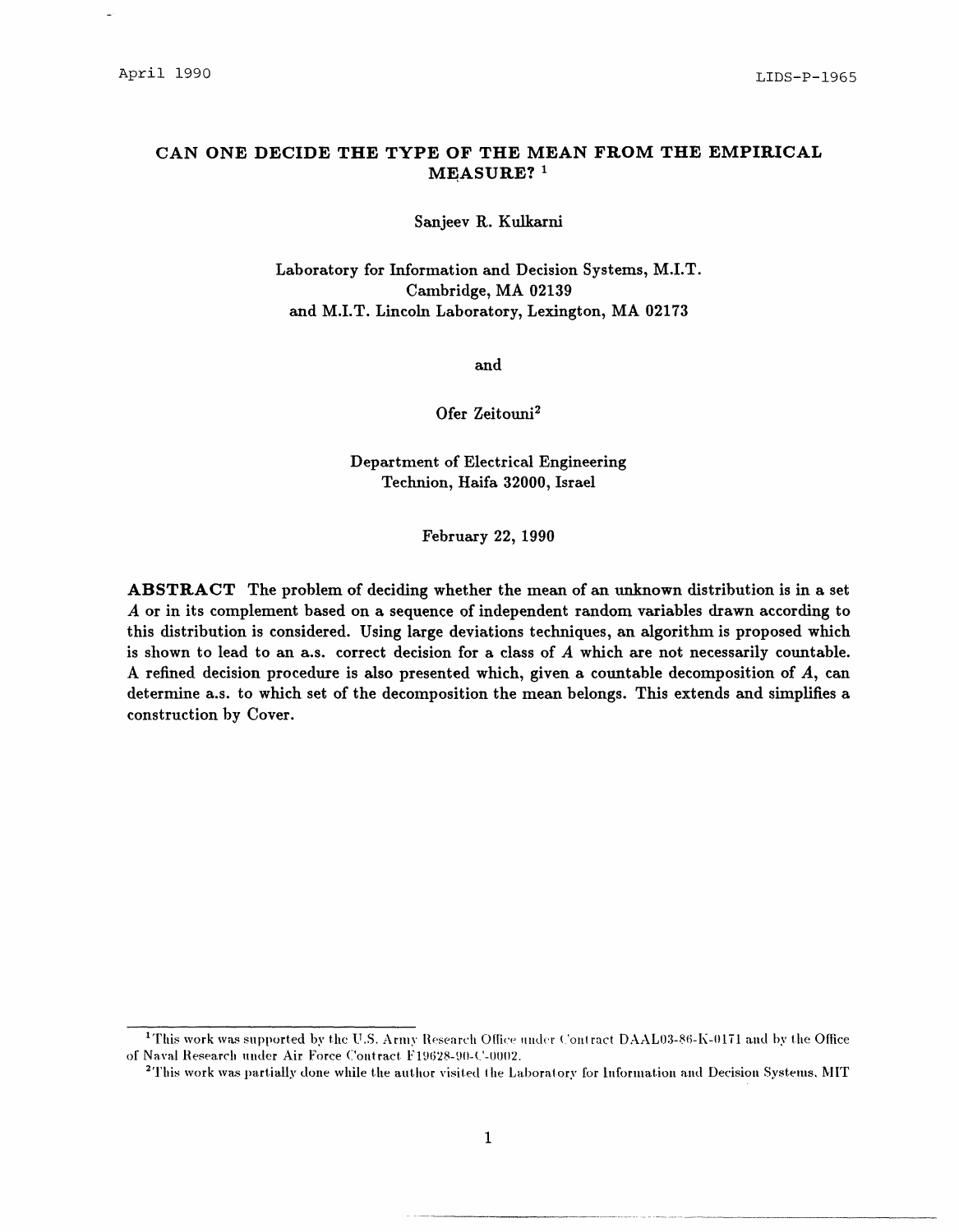April 1990 LIDS-P-1965

# CAN ONE DECIDE THE TYPE OF THE MEAN FROM THE EMPIRICAL MEASURE? [1]

Sanjeev R. Kulkarni

Laboratory for Information and Decision Systems, M.I.T.
Cambridge, MA 02139
and M.I.T. Lincoln Laboratory, Lexington, MA 02173

and

Ofer Zeitouni[2]

Department of Electrical Engineering
Technion, Haifa 32000, Israel

February 22, 1990

**ABSTRACT** The problem of deciding whether the mean of an unknown distribution is in a set $A$ or in its complement based on a sequence of independent random variables drawn according to this distribution is considered. Using large deviations techniques, an algorithm is proposed which is shown to lead to an a.s. correct decision for a class of $A$ which are not necessarily countable. A refined decision procedure is also presented which, given a countable decomposition of $A$, can determine a.s. to which set of the decomposition the mean belongs. This extends and simplifies a construction by Cover.

---

[1] This work was supported by the U.S. Army Research Office under Contract DAAL03-86-K-0171 and by the Office of Naval Research under Air Force Contract F19628-90-C-0002.

[2] This work was partially done while the author visited the Laboratory for Information and Decision Systems, MIT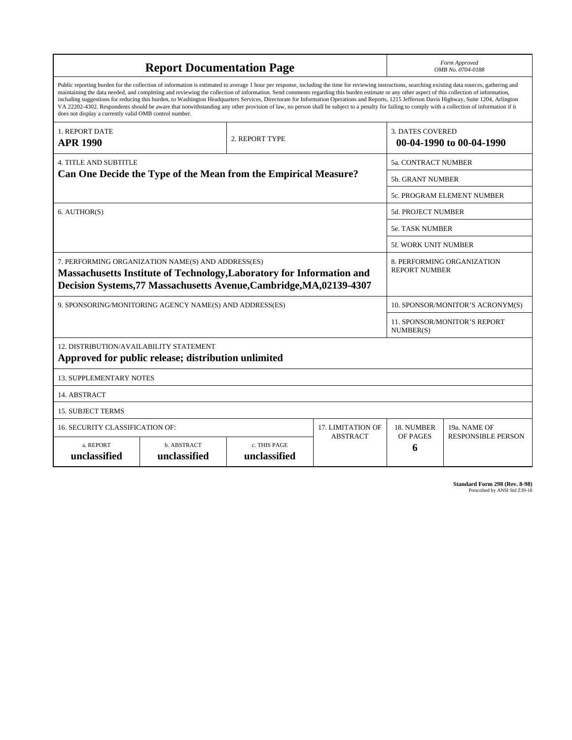# Report Documentation Page

*Form Approved*
*OMB No. 0704-0188*

Public reporting burden for the collection of information is estimated to average 1 hour per response, including the time for reviewing instructions, searching existing data sources, gathering and maintaining the data needed, and completing and reviewing the collection of information. Send comments regarding this burden estimate or any other aspect of this collection of information, including suggestions for reducing this burden, to Washington Headquarters Services, Directorate for Information Operations and Reports, 1215 Jefferson Davis Highway, Suite 1204, Arlington VA 22202-4302. Respondents should be aware that notwithstanding any other provision of law, no person shall be subject to a penalty for failing to comply with a collection of information if it does not display a currently valid OMB control number.

| | | |
|---|---|---|
| 1. REPORT DATE **APR 1990** | 2. REPORT TYPE | 3. DATES COVERED **00-04-1990 to 00-04-1990** |

| | |
|---|---|
| 4. TITLE AND SUBTITLE **Can One Decide the Type of the Mean from the Empirical Measure?** | 5a. CONTRACT NUMBER |
| | 5b. GRANT NUMBER |
| | 5c. PROGRAM ELEMENT NUMBER |
| 6. AUTHOR(S) | 5d. PROJECT NUMBER |
| | 5e. TASK NUMBER |
| | 5f. WORK UNIT NUMBER |
| 7. PERFORMING ORGANIZATION NAME(S) AND ADDRESS(ES) **Massachusetts Institute of Technology,Laboratory for Information and Decision Systems,77 Massachusetts Avenue,Cambridge,MA,02139-4307** | 8. PERFORMING ORGANIZATION REPORT NUMBER |
| 9. SPONSORING/MONITORING AGENCY NAME(S) AND ADDRESS(ES) | 10. SPONSOR/MONITOR'S ACRONYM(S) |
| | 11. SPONSOR/MONITOR'S REPORT NUMBER(S) |

12. DISTRIBUTION/AVAILABILITY STATEMENT
**Approved for public release; distribution unlimited**

13. SUPPLEMENTARY NOTES

14. ABSTRACT

15. SUBJECT TERMS

| 16. SECURITY CLASSIFICATION OF: | | | 17. LIMITATION OF ABSTRACT | 18. NUMBER OF PAGES | 19a. NAME OF RESPONSIBLE PERSON |
|---|---|---|---|---|---|
| a. REPORT **unclassified** | b. ABSTRACT **unclassified** | c. THIS PAGE **unclassified** | | **6** | |

**Standard Form 298 (Rev. 8-98)**
Prescribed by ANSI Std Z39-18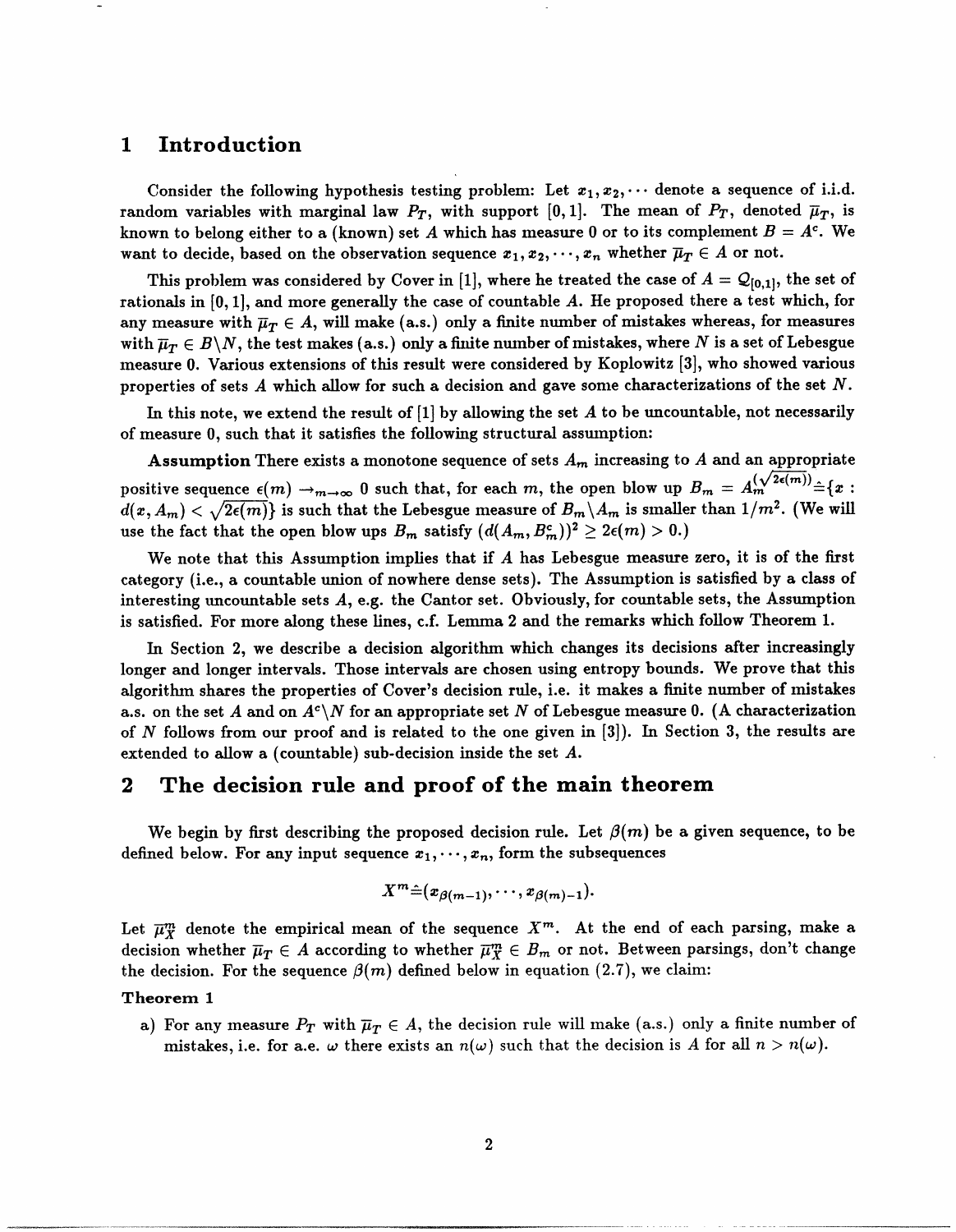# 1 Introduction

Consider the following hypothesis testing problem: Let $x_1, x_2, \cdots$ denote a sequence of i.i.d. random variables with marginal law $P_T$, with support $[0,1]$. The mean of $P_T$, denoted $\overline{\mu}_T$, is known to belong either to a (known) set $A$ which has measure 0 or to its complement $B = A^c$. We want to decide, based on the observation sequence $x_1, x_2, \cdots, x_n$ whether $\overline{\mu}_T \in A$ or not.

This problem was considered by Cover in [1], where he treated the case of $A = \mathcal{Q}_{[0,1]}$, the set of rationals in $[0,1]$, and more generally the case of countable $A$. He proposed there a test which, for any measure with $\overline{\mu}_T \in A$, will make (a.s.) only a finite number of mistakes whereas, for measures with $\overline{\mu}_T \in B \backslash N$, the test makes (a.s.) only a finite number of mistakes, where $N$ is a set of Lebesgue measure 0. Various extensions of this result were considered by Koplowitz [3], who showed various properties of sets $A$ which allow for such a decision and gave some characterizations of the set $N$.

In this note, we extend the result of [1] by allowing the set $A$ to be uncountable, not necessarily of measure 0, such that it satisfies the following structural assumption:

**Assumption** There exists a monotone sequence of sets $A_m$ increasing to $A$ and an appropriate positive sequence $\epsilon(m) \to_{m \to \infty} 0$ such that, for each $m$, the open blow up $B_m = A_m^{(\sqrt{2\epsilon(m)})} \hat{=} \{x : d(x, A_m) < \sqrt{2\epsilon(m)}\}$ is such that the Lebesgue measure of $B_m \backslash A_m$ is smaller than $1/m^2$. (We will use the fact that the open blow ups $B_m$ satisfy $(d(A_m, B_m^c))^2 \geq 2\epsilon(m) > 0$.)

We note that this Assumption implies that if $A$ has Lebesgue measure zero, it is of the first category (i.e., a countable union of nowhere dense sets). The Assumption is satisfied by a class of interesting uncountable sets $A$, e.g. the Cantor set. Obviously, for countable sets, the Assumption is satisfied. For more along these lines, c.f. Lemma 2 and the remarks which follow Theorem 1.

In Section 2, we describe a decision algorithm which changes its decisions after increasingly longer and longer intervals. Those intervals are chosen using entropy bounds. We prove that this algorithm shares the properties of Cover's decision rule, i.e. it makes a finite number of mistakes a.s. on the set $A$ and on $A^c \backslash N$ for an appropriate set $N$ of Lebesgue measure 0. (A characterization of $N$ follows from our proof and is related to the one given in [3]). In Section 3, the results are extended to allow a (countable) sub-decision inside the set $A$.

# 2 The decision rule and proof of the main theorem

We begin by first describing the proposed decision rule. Let $\beta(m)$ be a given sequence, to be defined below. For any input sequence $x_1, \cdots, x_n$, form the subsequences

$$X^m \hat{=} (x_{\beta(m-1)}, \cdots, x_{\beta(m)-1}).$$

Let $\overline{\mu}_X^m$ denote the empirical mean of the sequence $X^m$. At the end of each parsing, make a decision whether $\overline{\mu}_T \in A$ according to whether $\overline{\mu}_X^m \in B_m$ or not. Between parsings, don't change the decision. For the sequence $\beta(m)$ defined below in equation (2.7), we claim:

**Theorem 1**

a) For any measure $P_T$ with $\overline{\mu}_T \in A$, the decision rule will make (a.s.) only a finite number of mistakes, i.e. for a.e. $\omega$ there exists an $n(\omega)$ such that the decision is $A$ for all $n > n(\omega)$.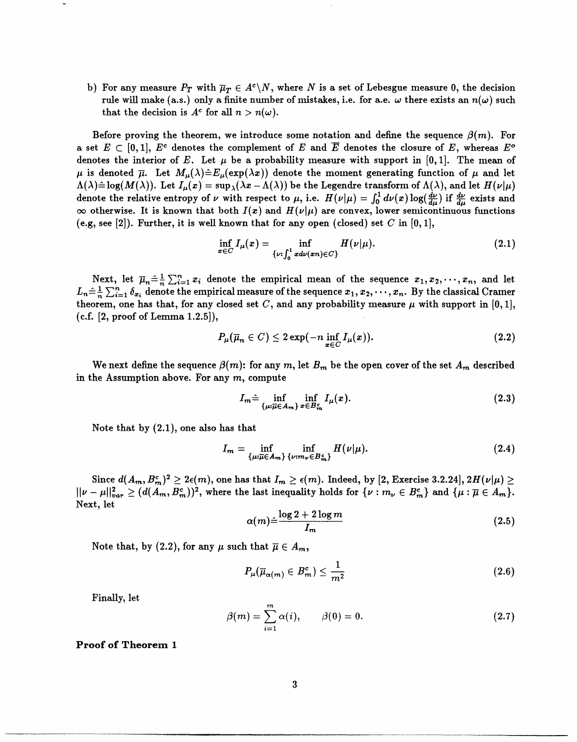b) For any measure $P_T$ with $\overline{\mu}_T \in A^c \backslash N$, where $N$ is a set of Lebesgue measure 0, the decision rule will make (a.s.) only a finite number of mistakes, i.e. for a.e. $\omega$ there exists an $n(\omega)$ such that the decision is $A^c$ for all $n > n(\omega)$.

Before proving the theorem, we introduce some notation and define the sequence $\beta(m)$. For a set $E \subset [0,1]$, $E^c$ denotes the complement of $E$ and $\overline{E}$ denotes the closure of $E$, whereas $E^o$ denotes the interior of $E$. Let $\mu$ be a probability measure with support in $[0,1]$. The mean of $\mu$ is denoted $\overline{\mu}$. Let $M_\mu(\lambda) \hat{=} E_\mu(\exp(\lambda x))$ denote the moment generating function of $\mu$ and let $\Lambda(\lambda) \hat{=} \log(M(\lambda))$. Let $I_\mu(x) = \sup_\lambda(\lambda x - \Lambda(\lambda))$ be the Legendre transform of $\Lambda(\lambda)$, and let $H(\nu|\mu)$ denote the relative entropy of $\nu$ with respect to $\mu$, i.e. $H(\nu|\mu) = \int_0^1 d\nu(x) \log(\frac{d\nu}{d\mu})$ if $\frac{d\nu}{d\mu}$ exists and $\infty$ otherwise. It is known that both $I(x)$ and $H(\nu|\mu)$ are convex, lower semicontinuous functions (e.g, see [2]). Further, it is well known that for any open (closed) set $C$ in $[0,1]$,

$$\inf_{x \in C} I_\mu(x) = \inf_{\{\nu : \int_0^1 x d\nu(xn) \in C\}} H(\nu|\mu). \tag{2.1}$$

Next, let $\overline{\mu}_n \hat{=} \frac{1}{n}\sum_{i=1}^n x_i$ denote the empirical mean of the sequence $x_1, x_2, \cdots, x_n$, and let $L_n \hat{=} \frac{1}{n}\sum_{i=1}^n \delta_{x_i}$ denote the empirical measure of the sequence $x_1, x_2, \cdots, x_n$. By the classical Cramer theorem, one has that, for any closed set $C$, and any probability measure $\mu$ with support in $[0,1]$, (c.f. [2, proof of Lemma 1.2.5]),

$$P_\mu(\overline{\mu}_n \in C) \leq 2\exp(-n \inf_{x \in C} I_\mu(x)). \tag{2.2}$$

We next define the sequence $\beta(m)$: for any $m$, let $B_m$ be the open cover of the set $A_m$ described in the Assumption above. For any $m$, compute

$$I_m \hat{=} \inf_{\{\mu : \overline{\mu} \in A_m\}} \inf_{x \in B_m^c} I_\mu(x). \tag{2.3}$$

Note that by (2.1), one also has that

$$I_m = \inf_{\{\mu : \overline{\mu} \in A_m\}} \inf_{\{\nu : m_\nu \in B_m^c\}} H(\nu|\mu). \tag{2.4}$$

Since $d(A_m, B_m^c)^2 \geq 2\epsilon(m)$, one has that $I_m \geq \epsilon(m)$. Indeed, by [2, Exercise 3.2.24], $2H(\nu|\mu) \geq \|\nu - \mu\|_{var}^2 \geq (d(A_m, B_m^c))^2$, where the last inequality holds for $\{\nu : m_\nu \in B_m^c\}$ and $\{\mu : \overline{\mu} \in A_m\}$. Next, let

$$\alpha(m) \hat{=} \frac{\log 2 + 2\log m}{I_m} \tag{2.5}$$

Note that, by (2.2), for any $\mu$ such that $\overline{\mu} \in A_m$,

$$P_\mu(\overline{\mu}_{\alpha(m)} \in B_m^c) \leq \frac{1}{m^2} \tag{2.6}$$

Finally, let

$$\beta(m) = \sum_{i=1}^m \alpha(i), \qquad \beta(0) = 0. \tag{2.7}$$

**Proof of Theorem 1**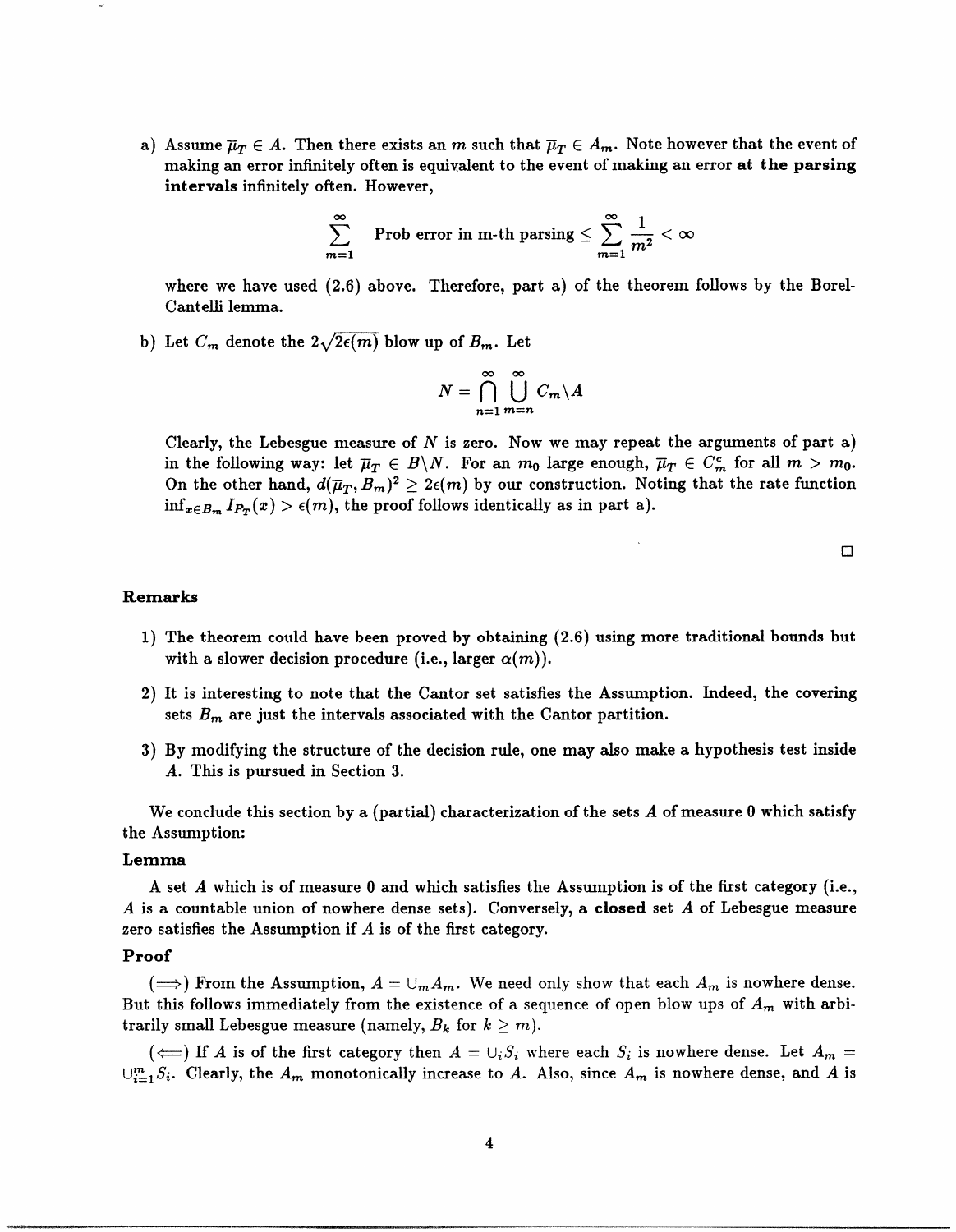a) Assume $\overline{\mu}_T \in A$. Then there exists an $m$ such that $\overline{\mu}_T \in A_m$. Note however that the event of making an error infinitely often is equivalent to the event of making an error **at the parsing intervals** infinitely often. However,

$$\sum_{m=1}^{\infty} \text{ Prob error in m-th parsing} \leq \sum_{m=1}^{\infty} \frac{1}{m^2} < \infty$$

where we have used (2.6) above. Therefore, part a) of the theorem follows by the Borel-Cantelli lemma.

b) Let $C_m$ denote the $2\sqrt{2\epsilon(m)}$ blow up of $B_m$. Let

$$N = \bigcap_{n=1}^{\infty} \bigcup_{m=n}^{\infty} C_m \backslash A$$

Clearly, the Lebesgue measure of $N$ is zero. Now we may repeat the arguments of part a) in the following way: let $\overline{\mu}_T \in B \backslash N$. For an $m_0$ large enough, $\overline{\mu}_T \in C_m^c$ for all $m > m_0$. On the other hand, $d(\overline{\mu}_T, B_m)^2 \geq 2\epsilon(m)$ by our construction. Noting that the rate function $\inf_{x \in B_m} I_{P_T}(x) > \epsilon(m)$, the proof follows identically as in part a).

□

### Remarks

1) The theorem could have been proved by obtaining (2.6) using more traditional bounds but with a slower decision procedure (i.e., larger $\alpha(m)$).

2) It is interesting to note that the Cantor set satisfies the Assumption. Indeed, the covering sets $B_m$ are just the intervals associated with the Cantor partition.

3) By modifying the structure of the decision rule, one may also make a hypothesis test inside $A$. This is pursued in Section 3.

We conclude this section by a (partial) characterization of the sets $A$ of measure 0 which satisfy the Assumption:

### Lemma

A set $A$ which is of measure 0 and which satisfies the Assumption is of the first category (i.e., $A$ is a countable union of nowhere dense sets). Conversely, a **closed** set $A$ of Lebesgue measure zero satisfies the Assumption if $A$ is of the first category.

### Proof

($\Longrightarrow$) From the Assumption, $A = \cup_m A_m$. We need only show that each $A_m$ is nowhere dense. But this follows immediately from the existence of a sequence of open blow ups of $A_m$ with arbitrarily small Lebesgue measure (namely, $B_k$ for $k \geq m$).

($\Longleftarrow$) If $A$ is of the first category then $A = \cup_i S_i$ where each $S_i$ is nowhere dense. Let $A_m = \cup_{i=1}^{m} S_i$. Clearly, the $A_m$ monotonically increase to $A$. Also, since $A_m$ is nowhere dense, and $A$ is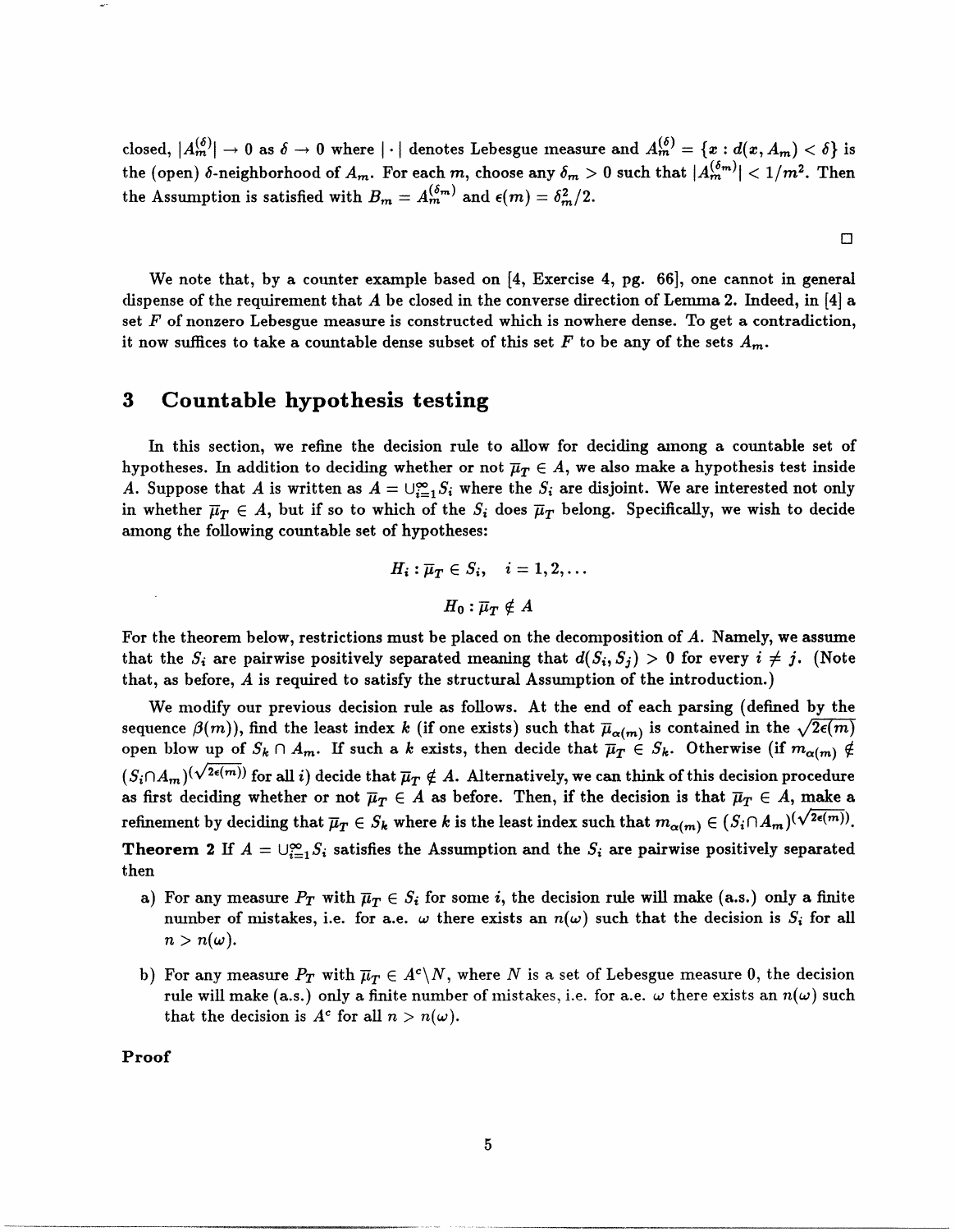closed, $|A_m^{(\delta)}| \to 0$ as $\delta \to 0$ where $|\cdot|$ denotes Lebesgue measure and $A_m^{(\delta)} = \{x : d(x, A_m) < \delta\}$ is the (open) $\delta$-neighborhood of $A_m$. For each $m$, choose any $\delta_m > 0$ such that $|A_m^{(\delta_m)}| < 1/m^2$. Then the Assumption is satisfied with $B_m = A_m^{(\delta_m)}$ and $\epsilon(m) = \delta_m^2/2$.

□

We note that, by a counter example based on [4, Exercise 4, pg. 66], one cannot in general dispense of the requirement that $A$ be closed in the converse direction of Lemma 2. Indeed, in [4] a set $F$ of nonzero Lebesgue measure is constructed which is nowhere dense. To get a contradiction, it now suffices to take a countable dense subset of this set $F$ to be any of the sets $A_m$.

## 3 Countable hypothesis testing

In this section, we refine the decision rule to allow for deciding among a countable set of hypotheses. In addition to deciding whether or not $\overline{\mu}_T \in A$, we also make a hypothesis test inside $A$. Suppose that $A$ is written as $A = \cup_{i=1}^{\infty} S_i$ where the $S_i$ are disjoint. We are interested not only in whether $\overline{\mu}_T \in A$, but if so to which of the $S_i$ does $\overline{\mu}_T$ belong. Specifically, we wish to decide among the following countable set of hypotheses:

$$H_i : \overline{\mu}_T \in S_i, \quad i = 1, 2, \ldots$$

$$H_0 : \overline{\mu}_T \notin A$$

For the theorem below, restrictions must be placed on the decomposition of $A$. Namely, we assume that the $S_i$ are pairwise positively separated meaning that $d(S_i, S_j) > 0$ for every $i \neq j$. (Note that, as before, $A$ is required to satisfy the structural Assumption of the introduction.)

We modify our previous decision rule as follows. At the end of each parsing (defined by the sequence $\beta(m)$), find the least index $k$ (if one exists) such that $\overline{\mu}_{\alpha(m)}$ is contained in the $\sqrt{2\epsilon(m)}$ open blow up of $S_k \cap A_m$. If such a $k$ exists, then decide that $\overline{\mu}_T \in S_k$. Otherwise (if $m_{\alpha(m)} \notin (S_i \cap A_m)^{(\sqrt{2\epsilon(m)})}$ for all $i$) decide that $\overline{\mu}_T \notin A$. Alternatively, we can think of this decision procedure as first deciding whether or not $\overline{\mu}_T \in A$ as before. Then, if the decision is that $\overline{\mu}_T \in A$, make a refinement by deciding that $\overline{\mu}_T \in S_k$ where $k$ is the least index such that $m_{\alpha(m)} \in (S_i \cap A_m)^{(\sqrt{2\epsilon(m)})}$.

**Theorem 2** If $A = \cup_{i=1}^{\infty} S_i$ satisfies the Assumption and the $S_i$ are pairwise positively separated then

a) For any measure $P_T$ with $\overline{\mu}_T \in S_i$ for some $i$, the decision rule will make (a.s.) only a finite number of mistakes, i.e. for a.e. $\omega$ there exists an $n(\omega)$ such that the decision is $S_i$ for all $n > n(\omega)$.

b) For any measure $P_T$ with $\overline{\mu}_T \in A^c \backslash N$, where $N$ is a set of Lebesgue measure 0, the decision rule will make (a.s.) only a finite number of mistakes, i.e. for a.e. $\omega$ there exists an $n(\omega)$ such that the decision is $A^c$ for all $n > n(\omega)$.

**Proof**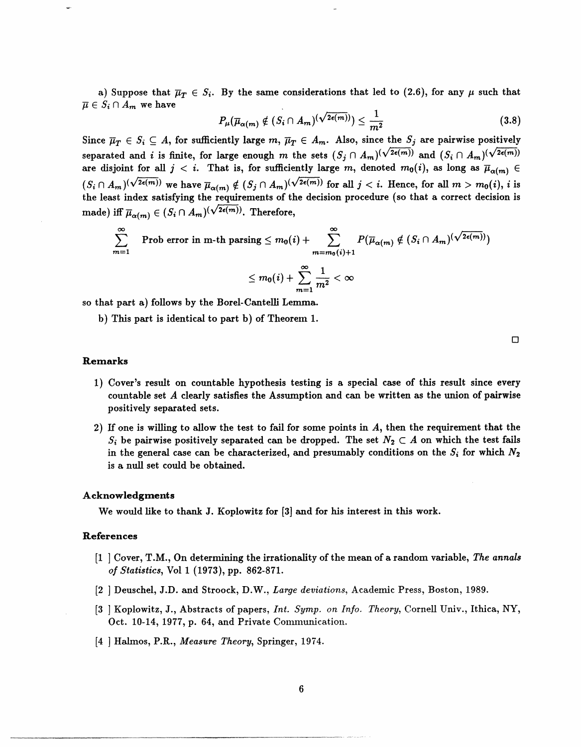a) Suppose that $\overline{\mu}_T \in S_i$. By the same considerations that led to (2.6), for any $\mu$ such that $\overline{\mu} \in S_i \cap A_m$ we have

$$P_\mu(\overline{\mu}_{\alpha(m)} \notin (S_i \cap A_m)^{(\sqrt{2\epsilon(m)})}) \leq \frac{1}{m^2} \tag{3.8}$$

Since $\overline{\mu}_T \in S_i \subseteq A$, for sufficiently large $m$, $\overline{\mu}_T \in A_m$. Also, since the $S_j$ are pairwise positively separated and $i$ is finite, for large enough $m$ the sets $(S_j \cap A_m)^{(\sqrt{2\epsilon(m)})}$ and $(S_i \cap A_m)^{(\sqrt{2\epsilon(m)})}$ are disjoint for all $j < i$. That is, for sufficiently large $m$, denoted $m_0(i)$, as long as $\overline{\mu}_{\alpha(m)} \in (S_i \cap A_m)^{(\sqrt{2\epsilon(m)})}$ we have $\overline{\mu}_{\alpha(m)} \notin (S_j \cap A_m)^{(\sqrt{2\epsilon(m)})}$ for all $j < i$. Hence, for all $m > m_0(i)$, $i$ is the least index satisfying the requirements of the decision procedure (so that a correct decision is made) iff $\overline{\mu}_{\alpha(m)} \in (S_i \cap A_m)^{(\sqrt{2\epsilon(m)})}$. Therefore,

$$\sum_{m=1}^{\infty} \text{ Prob error in m-th parsing} \leq m_0(i) + \sum_{m=m_0(i)+1}^{\infty} P(\overline{\mu}_{\alpha(m)} \notin (S_i \cap A_m)^{(\sqrt{2\epsilon(m)})})$$

$$\leq m_0(i) + \sum_{m=1}^{\infty} \frac{1}{m^2} < \infty$$

so that part a) follows by the Borel-Cantelli Lemma.

b) This part is identical to part b) of Theorem 1.

□

### Remarks

1) Cover's result on countable hypothesis testing is a special case of this result since every countable set $A$ clearly satisfies the Assumption and can be written as the union of pairwise positively separated sets.

2) If one is willing to allow the test to fail for some points in $A$, then the requirement that the $S_i$ be pairwise positively separated can be dropped. The set $N_2 \subset A$ on which the test fails in the general case can be characterized, and presumably conditions on the $S_i$ for which $N_2$ is a null set could be obtained.

### Acknowledgments

We would like to thank J. Koplowitz for [3] and for his interest in this work.

### References

[1 ] Cover, T.M., On determining the irrationality of the mean of a random variable, *The annals of Statistics*, Vol 1 (1973), pp. 862-871.

[2 ] Deuschel, J.D. and Stroock, D.W., *Large deviations*, Academic Press, Boston, 1989.

[3 ] Koplowitz, J., Abstracts of papers, *Int. Symp. on Info. Theory*, Cornell Univ., Ithica, NY, Oct. 10-14, 1977, p. 64, and Private Communication.

[4 ] Halmos, P.R., *Measure Theory*, Springer, 1974.